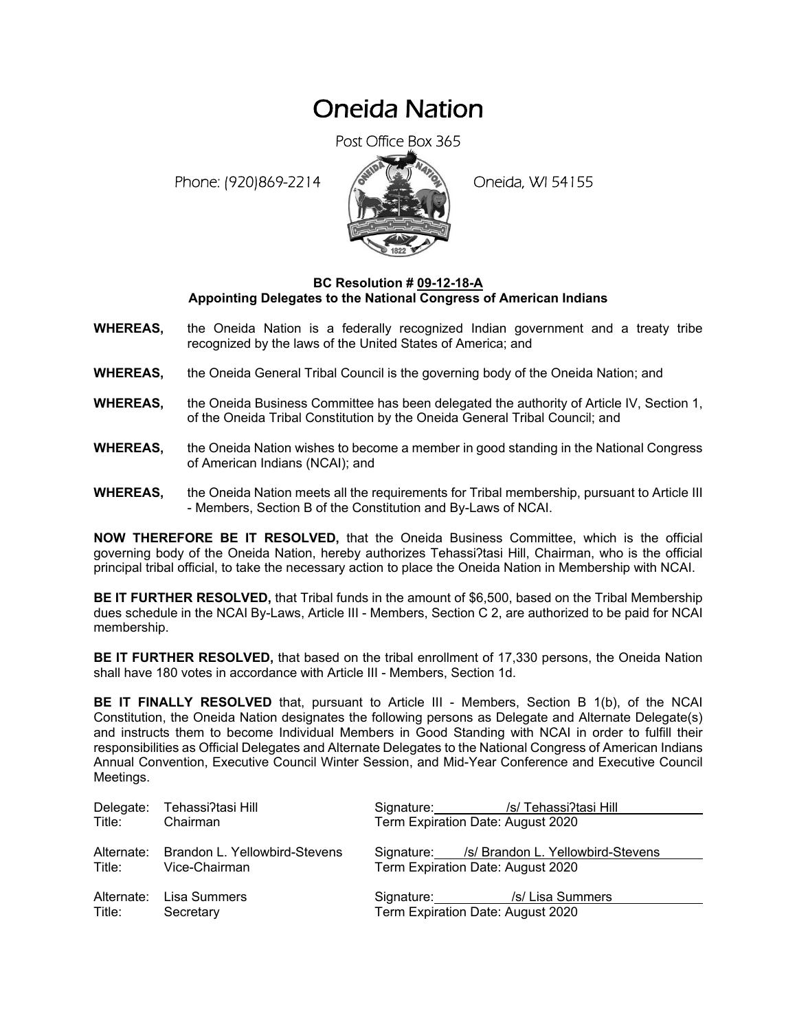# Oneida Nation

Post Office Box 365

Phone: (920)869-2214 Oneida, WI 54155

**BC Resolution # 09-12-18-A**
**Appointing Delegates to the National Congress of American Indians**

**WHEREAS,** the Oneida Nation is a federally recognized Indian government and a treaty tribe recognized by the laws of the United States of America; and

**WHEREAS,** the Oneida General Tribal Council is the governing body of the Oneida Nation; and

**WHEREAS,** the Oneida Business Committee has been delegated the authority of Article IV, Section 1, of the Oneida Tribal Constitution by the Oneida General Tribal Council; and

**WHEREAS,** the Oneida Nation wishes to become a member in good standing in the National Congress of American Indians (NCAI); and

**WHEREAS,** the Oneida Nation meets all the requirements for Tribal membership, pursuant to Article III - Members, Section B of the Constitution and By-Laws of NCAI.

**NOW THEREFORE BE IT RESOLVED,** that the Oneida Business Committee, which is the official governing body of the Oneida Nation, hereby authorizes Tehassiʔtasi Hill, Chairman, who is the official principal tribal official, to take the necessary action to place the Oneida Nation in Membership with NCAI.

**BE IT FURTHER RESOLVED,** that Tribal funds in the amount of $6,500, based on the Tribal Membership dues schedule in the NCAI By-Laws, Article III - Members, Section C 2, are authorized to be paid for NCAI membership.

**BE IT FURTHER RESOLVED,** that based on the tribal enrollment of 17,330 persons, the Oneida Nation shall have 180 votes in accordance with Article III - Members, Section 1d.

**BE IT FINALLY RESOLVED** that, pursuant to Article III - Members, Section B 1(b), of the NCAI Constitution, the Oneida Nation designates the following persons as Delegate and Alternate Delegate(s) and instructs them to become Individual Members in Good Standing with NCAI in order to fulfill their responsibilities as Official Delegates and Alternate Delegates to the National Congress of American Indians Annual Convention, Executive Council Winter Session, and Mid-Year Conference and Executive Council Meetings.

Delegate: Tehassiʔtasi Hill
Title: Chairman
Signature: /s/ Tehassiʔtasi Hill
Term Expiration Date: August 2020

Alternate: Brandon L. Yellowbird-Stevens
Title: Vice-Chairman
Signature: /s/ Brandon L. Yellowbird-Stevens
Term Expiration Date: August 2020

Alternate: Lisa Summers
Title: Secretary
Signature: /s/ Lisa Summers
Term Expiration Date: August 2020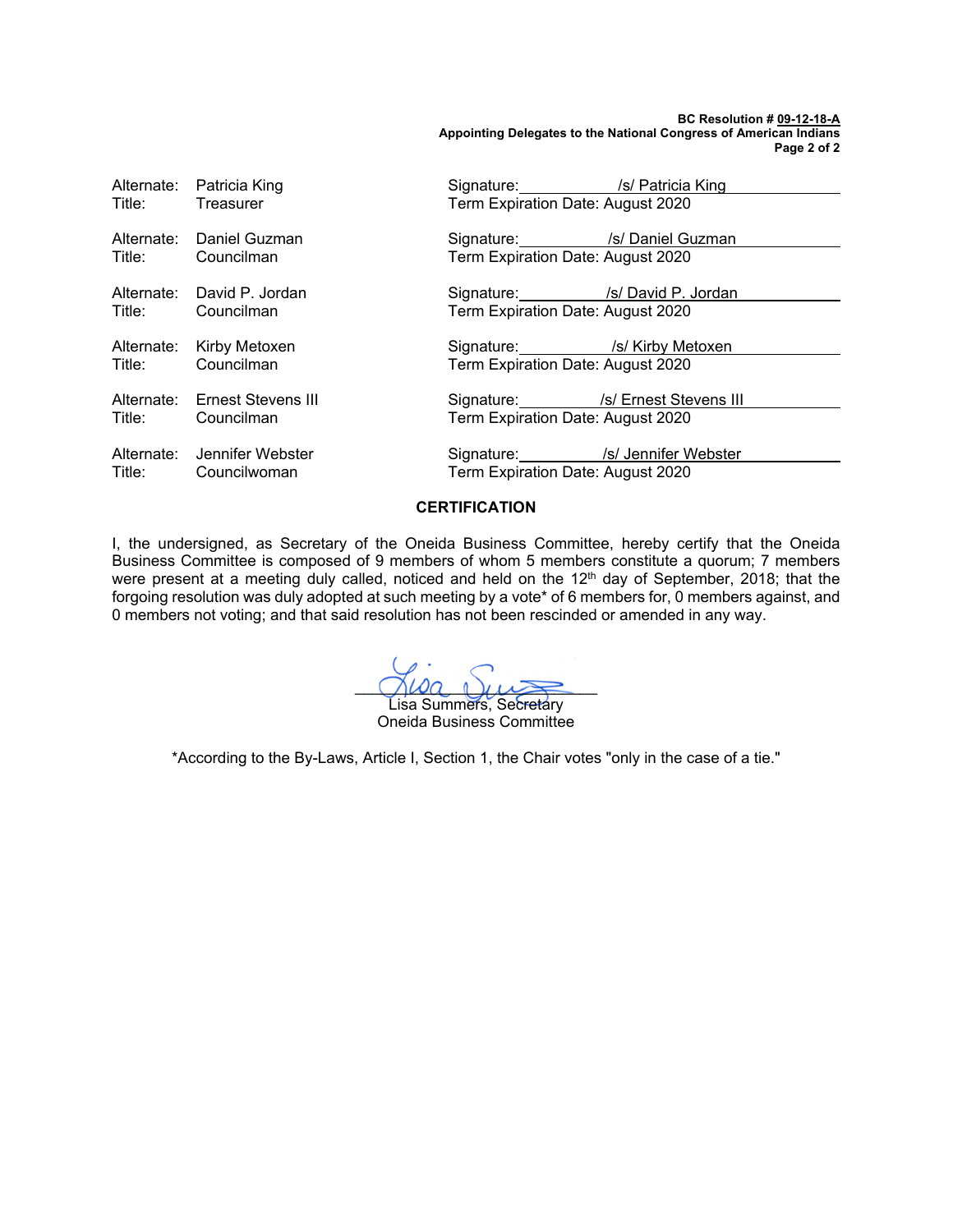| | | |
|---|---|---|
| Alternate: | Patricia King | Signature: /s/ Patricia King |
| Title: | Treasurer | Term Expiration Date: August 2020 |
| Alternate: | Daniel Guzman | Signature: /s/ Daniel Guzman |
| Title: | Councilman | Term Expiration Date: August 2020 |
| Alternate: | David P. Jordan | Signature: /s/ David P. Jordan |
| Title: | Councilman | Term Expiration Date: August 2020 |
| Alternate: | Kirby Metoxen | Signature: /s/ Kirby Metoxen |
| Title: | Councilman | Term Expiration Date: August 2020 |
| Alternate: | Ernest Stevens III | Signature: /s/ Ernest Stevens III |
| Title: | Councilman | Term Expiration Date: August 2020 |
| Alternate: | Jennifer Webster | Signature: /s/ Jennifer Webster |
| Title: | Councilwoman | Term Expiration Date: August 2020 |

## CERTIFICATION

I, the undersigned, as Secretary of the Oneida Business Committee, hereby certify that the Oneida Business Committee is composed of 9 members of whom 5 members constitute a quorum; 7 members were present at a meeting duly called, noticed and held on the 12th day of September, 2018; that the forgoing resolution was duly adopted at such meeting by a vote* of 6 members for, 0 members against, and 0 members not voting; and that said resolution has not been rescinded or amended in any way.

Lisa Summers, Secretary
Oneida Business Committee

*According to the By-Laws, Article I, Section 1, the Chair votes "only in the case of a tie."